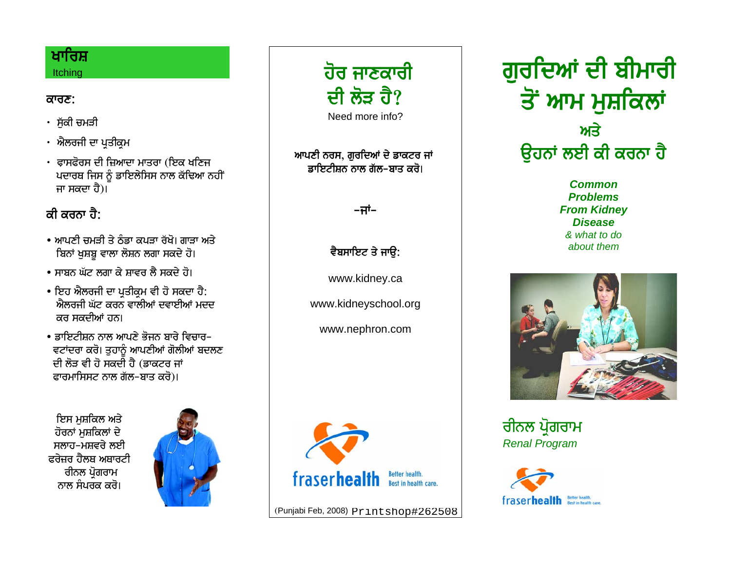## ਖਾਰਿਸ਼
Itching

### ਕਾਰਣ:

- ਸੁੱਕੀ ਚਮੜੀ
- ਐਲਰਜੀ ਦਾ ਪ੍ਰਤੀਕ੍ਰਮ
- ਫਾਸਫੋਰਸ ਦੀ ਜ਼ਿਆਦਾ ਮਾਤਰਾ (ਇਕ ਖਣਿਜ ਪਦਾਰਥ ਜਿਸ ਨੂੰ ਡਾਇਲੇਸਿਸ ਨਾਲ ਕੱਢਿਆ ਨਹੀਂ ਜਾ ਸਕਦਾ ਹੈ)।

### ਕੀ ਕਰਨਾ ਹੈ:

- ਆਪਣੀ ਚਮੜੀ ਤੇ ਠੰਡਾ ਕਪੜਾ ਰੱਖੋ। ਗਾੜਾ ਅਤੇ ਬਿਨਾਂ ਖੁਸ਼ਬੂ ਵਾਲਾ ਲੋਸ਼ਨ ਲਗਾ ਸਕਦੇ ਹੋ।
- ਸਾਬਨ ਘੱਟ ਲਗਾ ਕੇ ਸ਼ਾਵਰ ਲੈ ਸਕਦੇ ਹੋ।
- ਇਹ ਐਲਰਜੀ ਦਾ ਪ੍ਰਤੀਕ੍ਰਮ ਵੀ ਹੋ ਸਕਦਾ ਹੈ: ਐਲਰਜੀ ਘੱਟ ਕਰਨ ਵਾਲੀਆਂ ਦਵਾਈਆਂ ਮਦਦ ਕਰ ਸਕਦੀਆਂ ਹਨ।
- ਡਾਇਟੀਸ਼ਨ ਨਾਲ ਆਪਣੇ ਭੋਜਨ ਬਾਰੇ ਵਿਚਾਰ-ਵਟਾਂਦਰਾ ਕਰੋ। ਤੁਹਾਨੂੰ ਆਪਣੀਆਂ ਗੋਲੀਆਂ ਬਦਲਣ ਦੀ ਲੋੜ ਵੀ ਹੋ ਸਕਦੀ ਹੈ (ਡਾਕਟਰ ਜਾਂ ਫਾਰਮਾਸਿਸਟ ਨਾਲ ਗੱਲ-ਬਾਤ ਕਰੋ)।

ਇਸ ਮੁਸ਼ਕਿਲ ਅਤੇ ਹੋਰਨਾਂ ਮੁਸ਼ਕਿਲਾਂ ਦੇ ਸਲਾਹ-ਮਸ਼ਵਰੇ ਲਈ ਫਰੇਜ਼ਰ ਹੈਲਥ ਅਥਾਰਟੀ ਰੀਨਲ ਪ੍ਰੋਗਰਾਮ ਨਾਲ ਸੰਪਰਕ ਕਰੋ।

## ਹੋਰ ਜਾਣਕਾਰੀ ਦੀ ਲੋੜ ਹੈ?

Need more info?

**ਆਪਣੀ ਨਰਸ, ਗੁਰਦਿਆਂ ਦੇ ਡਾਕਟਰ ਜਾਂ ਡਾਇਟੀਸ਼ਨ ਨਾਲ ਗੱਲ-ਬਾਤ ਕਰੋ।**

**-ਜਾਂ-**

**ਵੈਬਸਾਇਟ ਤੇ ਜਾਉ:**

www.kidney.ca

www.kidneyschool.org

www.nephron.com

fraserhealth Better health. Best in health care.

(Punjabi Feb, 2008) Pr1ntshop#262508

# ਗੁਰਦਿਆਂ ਦੀ ਬੀਮਾਰੀ ਤੋਂ ਆਮ ਮੁਸ਼ਕਿਲਾਂ ਅਤੇ ਉਹਨਾਂ ਲਈ ਕੀ ਕਰਨਾ ਹੈ

***Common Problems From Kidney Disease***
*& what to do about them*

## ਰੀਨਲ ਪ੍ਰੋਗਰਾਮ
*Renal Program*

fraserhealth Better health. Best in health care.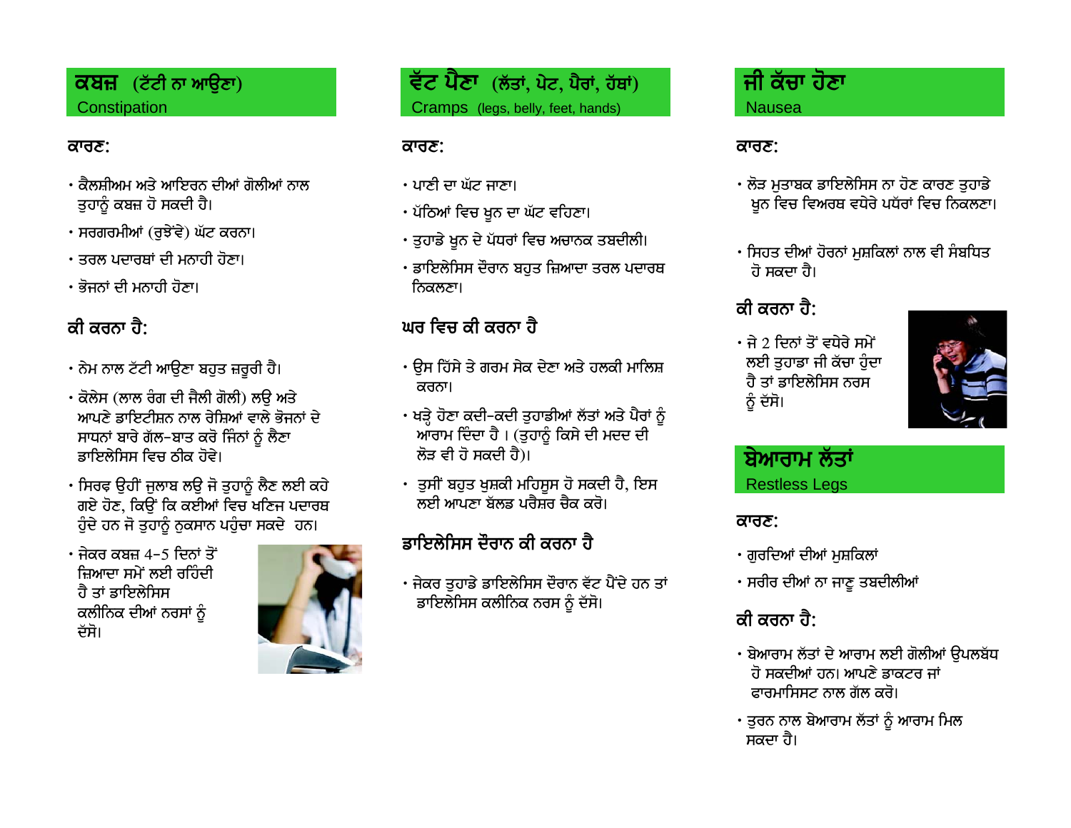## ਕਬਜ਼ (ਟੱਟੀ ਨਾ ਆਉਣਾ)
Constipation

### ਕਾਰਣ:

- ਕੈਲਸ਼ੀਅਮ ਅਤੇ ਆਇਰਨ ਦੀਆਂ ਗੋਲੀਆਂ ਨਾਲ ਤੁਹਾਨੂੰ ਕਬਜ਼ ਹੋ ਸਕਦੀ ਹੈ।
- ਸਰਗਰਮੀਆਂ (ਰੁਝੇਂਵੇ) ਘੱਟ ਕਰਨਾ।
- ਤਰਲ ਪਦਾਰਥਾਂ ਦੀ ਮਨਾਹੀ ਹੋਣਾ।
- ਭੋਜਨਾਂ ਦੀ ਮਨਾਹੀ ਹੋਣਾ।

### ਕੀ ਕਰਨਾ ਹੈ:

- ਨੇਮ ਨਾਲ ਟੱਟੀ ਆਉਣਾ ਬਹੁਤ ਜ਼ਰੂਰੀ ਹੈ।
- ਕੋਲੇਸ (ਲਾਲ ਰੰਗ ਦੀ ਜੈਲੀ ਗੋਲੀ) ਲਉ ਅਤੇ ਆਪਣੇ ਡਾਇਟੀਸ਼ਨ ਨਾਲ ਰੇਸ਼ਿਆਂ ਵਾਲੇ ਭੋਜਨਾਂ ਦੇ ਸਾਧਨਾਂ ਬਾਰੇ ਗੱਲ-ਬਾਤ ਕਰੋ ਜਿੰਨਾਂ ਨੂੰ ਲੈਣਾ ਡਾਇਲੇਸਿਸ ਵਿਚ ਠੀਕ ਹੋਵੇ।
- ਸਿਰਫ਼ ਉਹੀਂ ਜੁਲਾਬ ਲਉ ਜੋ ਤੁਹਾਨੂੰ ਲੈਣ ਲਈ ਕਹੇ ਗਏ ਹੋਣ, ਕਿਉਂ ਕਿ ਕਈਆਂ ਵਿਚ ਖਣਿਜ ਪਦਾਰਥ ਹੁੰਦੇ ਹਨ ਜੋ ਤੁਹਾਨੂੰ ਨੁਕਸਾਨ ਪਹੁੰਚਾ ਸਕਦੇ ਹਨ।
- ਜੇਕਰ ਕਬਜ਼ 4-5 ਦਿਨਾਂ ਤੋਂ ਜ਼ਿਆਦਾ ਸਮੇਂ ਲਈ ਰਹਿੰਦੀ ਹੈ ਤਾਂ ਡਾਇਲੇਸਿਸ ਕਲੀਨਿਕ ਦੀਆਂ ਨਰਸਾਂ ਨੂੰ ਦੱਸੋ।

## ਵੱਟ ਪੈਣਾ (ਲੱਤਾਂ, ਪੇਟ, ਪੈਰਾਂ, ਹੱਥਾਂ)
Cramps (legs, belly, feet, hands)

### ਕਾਰਣ:

- ਪਾਣੀ ਦਾ ਘੱਟ ਜਾਣਾ।
- ਪੱਠਿਆਂ ਵਿਚ ਖੂਨ ਦਾ ਘੱਟ ਵਹਿਣਾ।
- ਤੁਹਾਡੇ ਖੂਨ ਦੇ ਪੱਧਰਾਂ ਵਿਚ ਅਚਾਨਕ ਤਬਦੀਲੀ।
- ਡਾਇਲੇਸਿਸ ਦੌਰਾਨ ਬਹੁਤ ਜ਼ਿਆਦਾ ਤਰਲ ਪਦਾਰਥ ਨਿਕਲਣਾ।

### ਘਰ ਵਿਚ ਕੀ ਕਰਨਾ ਹੈ

- ਉਸ ਹਿੱਸੇ ਤੇ ਗਰਮ ਸੇਕ ਦੇਣਾ ਅਤੇ ਹਲਕੀ ਮਾਲਿਸ਼ ਕਰਨਾ।
- ਖੜ੍ਹੇ ਹੋਣਾ ਕਦੀ-ਕਦੀ ਤੁਹਾਡੀਆਂ ਲੱਤਾਂ ਅਤੇ ਪੈਰਾਂ ਨੂੰ ਆਰਾਮ ਦਿੰਦਾ ਹੈ । (ਤੁਹਾਨੂੰ ਕਿਸੇ ਦੀ ਮਦਦ ਦੀ ਲੋੜ ਵੀ ਹੋ ਸਕਦੀ ਹੈ)।
- ਤੁਸੀਂ ਬਹੁਤ ਖੁਸ਼ਕੀ ਮਹਿਸੂਸ ਹੋ ਸਕਦੀ ਹੈ, ਇਸ ਲਈ ਆਪਣਾ ਬੱਲਡ ਪਰੈਸ਼ਰ ਚੈਕ ਕਰੋ।

### ਡਾਇਲੇਸਿਸ ਦੌਰਾਨ ਕੀ ਕਰਨਾ ਹੈ

- ਜੇਕਰ ਤੁਹਾਡੇ ਡਾਇਲੇਸਿਸ ਦੌਰਾਨ ਵੱਟ ਪੈਂਦੇ ਹਨ ਤਾਂ ਡਾਇਲੇਸਿਸ ਕਲੀਨਿਕ ਨਰਸ ਨੂੰ ਦੱਸੋ।

## ਜੀ ਕੱਚਾ ਹੋਣਾ
Nausea

### ਕਾਰਣ:

- ਲੋੜ ਮੁਤਾਬਕ ਡਾਇਲੇਸਿਸ ਨਾ ਹੋਣ ਕਾਰਣ ਤੁਹਾਡੇ ਖੂਨ ਵਿਚ ਵਿਅਰਥ ਵਧੇਰੇ ਪੱਧਰਾਂ ਵਿਚ ਨਿਕਲਣਾ।
- ਸਿਹਤ ਦੀਆਂ ਹੋਰਨਾਂ ਮੁਸ਼ਕਿਲਾਂ ਨਾਲ ਵੀ ਸੰਬਧਿਤ ਹੋ ਸਕਦਾ ਹੈ।

### ਕੀ ਕਰਨਾ ਹੈ:

- ਜੇ 2 ਦਿਨਾਂ ਤੋਂ ਵਧੇਰੇ ਸਮੇਂ ਲਈ ਤੁਹਾਡਾ ਜੀ ਕੱਚਾ ਹੁੰਦਾ ਹੈ ਤਾਂ ਡਾਇਲੇਸਿਸ ਨਰਸ ਨੂੰ ਦੱਸੋ।

## ਬੇਆਰਾਮ ਲੱਤਾਂ
Restless Legs

### ਕਾਰਣ:

- ਗੁਰਦਿਆਂ ਦੀਆਂ ਮੁਸ਼ਕਿਲਾਂ
- ਸਰੀਰ ਦੀਆਂ ਨਾ ਜਾਣੂ ਤਬਦੀਲੀਆਂ

### ਕੀ ਕਰਨਾ ਹੈ:

- ਬੇਆਰਾਮ ਲੱਤਾਂ ਦੇ ਆਰਾਮ ਲਈ ਗੋਲੀਆਂ ਉਪਲਬੱਧ ਹੋ ਸਕਦੀਆਂ ਹਨ। ਆਪਣੇ ਡਾਕਟਰ ਜਾਂ ਫਾਰਮਾਸਿਸਟ ਨਾਲ ਗੱਲ ਕਰੋ।
- ਤੁਰਨ ਨਾਲ ਬੇਆਰਾਮ ਲੱਤਾਂ ਨੂੰ ਆਰਾਮ ਮਿਲ ਸਕਦਾ ਹੈ।